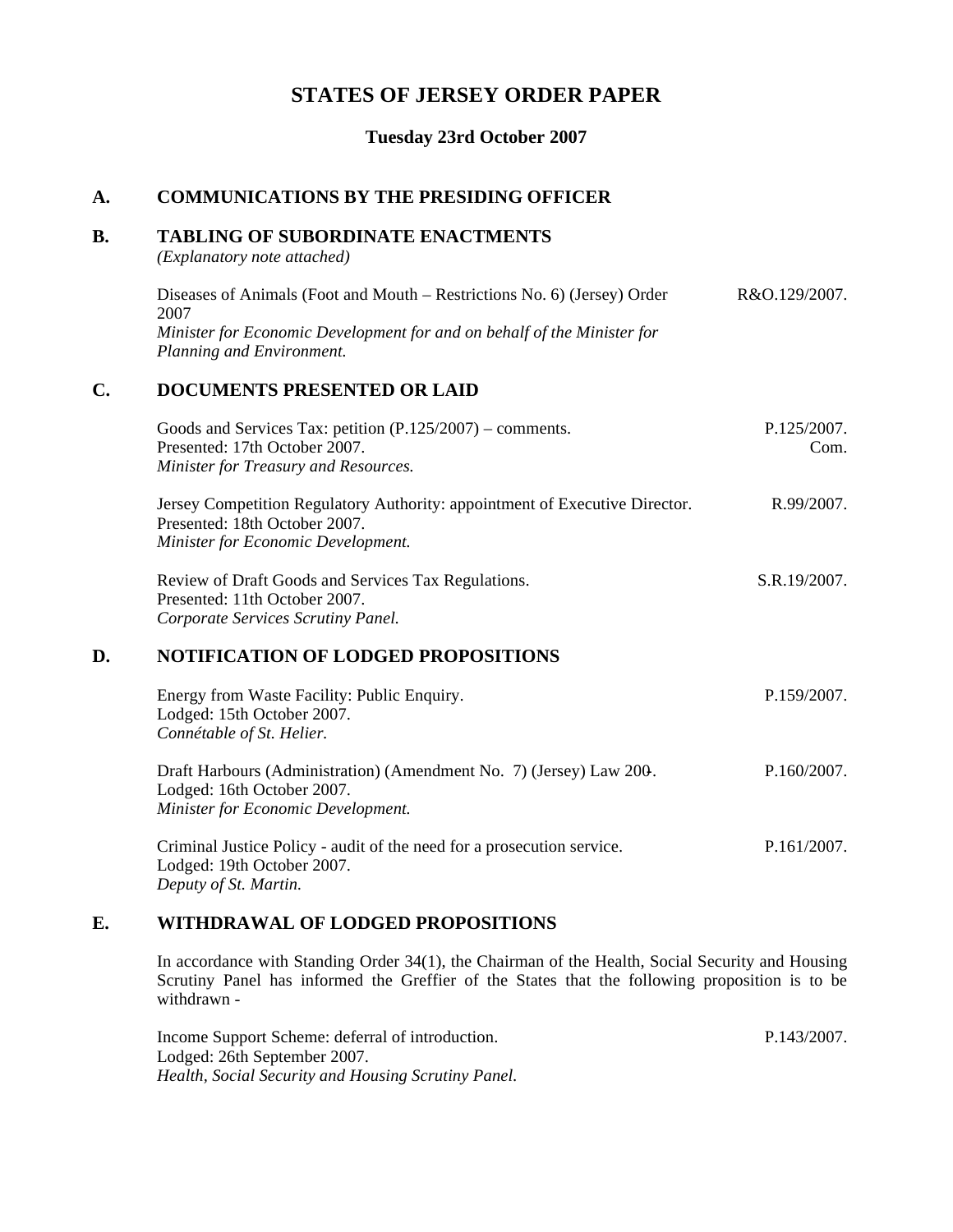# STATES OF JERSEY ORDER PAPER

**Tuesday 23rd October 2007**

## A. COMMUNICATIONS BY THE PRESIDING OFFICER

## B. TABLING OF SUBORDINATE ENACTMENTS

*(Explanatory note attached)*

Diseases of Animals (Foot and Mouth – Restrictions No. 6) (Jersey) Order 2007 — R&O.129/2007.
*Minister for Economic Development for and on behalf of the Minister for Planning and Environment.*

## C. DOCUMENTS PRESENTED OR LAID

Goods and Services Tax: petition (P.125/2007) – comments. — P.125/2007. Com.
Presented: 17th October 2007.
*Minister for Treasury and Resources.*

Jersey Competition Regulatory Authority: appointment of Executive Director. — R.99/2007.
Presented: 18th October 2007.
*Minister for Economic Development.*

Review of Draft Goods and Services Tax Regulations. — S.R.19/2007.
Presented: 11th October 2007.
*Corporate Services Scrutiny Panel.*

## D. NOTIFICATION OF LODGED PROPOSITIONS

Energy from Waste Facility: Public Enquiry. — P.159/2007.
Lodged: 15th October 2007.
*Connétable of St. Helier.*

Draft Harbours (Administration) (Amendment No. 7) (Jersey) Law 200-. — P.160/2007.
Lodged: 16th October 2007.
*Minister for Economic Development.*

Criminal Justice Policy - audit of the need for a prosecution service. — P.161/2007.
Lodged: 19th October 2007.
*Deputy of St. Martin.*

## E. WITHDRAWAL OF LODGED PROPOSITIONS

In accordance with Standing Order 34(1), the Chairman of the Health, Social Security and Housing Scrutiny Panel has informed the Greffier of the States that the following proposition is to be withdrawn -

Income Support Scheme: deferral of introduction. — P.143/2007.
Lodged: 26th September 2007.
*Health, Social Security and Housing Scrutiny Panel.*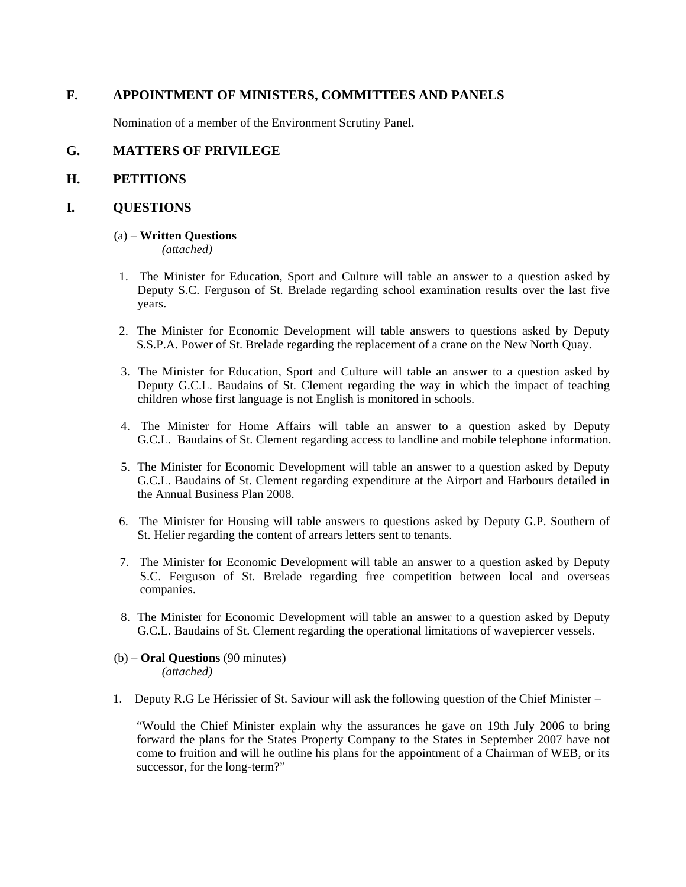## F. APPOINTMENT OF MINISTERS, COMMITTEES AND PANELS

Nomination of a member of the Environment Scrutiny Panel.

## G. MATTERS OF PRIVILEGE

## H. PETITIONS

## I. QUESTIONS

(a) – **Written Questions**
*(attached)*

1. The Minister for Education, Sport and Culture will table an answer to a question asked by Deputy S.C. Ferguson of St. Brelade regarding school examination results over the last five years.

2. The Minister for Economic Development will table answers to questions asked by Deputy S.S.P.A. Power of St. Brelade regarding the replacement of a crane on the New North Quay.

3. The Minister for Education, Sport and Culture will table an answer to a question asked by Deputy G.C.L. Baudains of St. Clement regarding the way in which the impact of teaching children whose first language is not English is monitored in schools.

4. The Minister for Home Affairs will table an answer to a question asked by Deputy G.C.L. Baudains of St. Clement regarding access to landline and mobile telephone information.

5. The Minister for Economic Development will table an answer to a question asked by Deputy G.C.L. Baudains of St. Clement regarding expenditure at the Airport and Harbours detailed in the Annual Business Plan 2008.

6. The Minister for Housing will table answers to questions asked by Deputy G.P. Southern of St. Helier regarding the content of arrears letters sent to tenants.

7. The Minister for Economic Development will table an answer to a question asked by Deputy S.C. Ferguson of St. Brelade regarding free competition between local and overseas companies.

8. The Minister for Economic Development will table an answer to a question asked by Deputy G.C.L. Baudains of St. Clement regarding the operational limitations of wavepiercer vessels.

(b) – **Oral Questions** (90 minutes)
*(attached)*

1. Deputy R.G Le Hérissier of St. Saviour will ask the following question of the Chief Minister –

   "Would the Chief Minister explain why the assurances he gave on 19th July 2006 to bring forward the plans for the States Property Company to the States in September 2007 have not come to fruition and will he outline his plans for the appointment of a Chairman of WEB, or its successor, for the long-term?"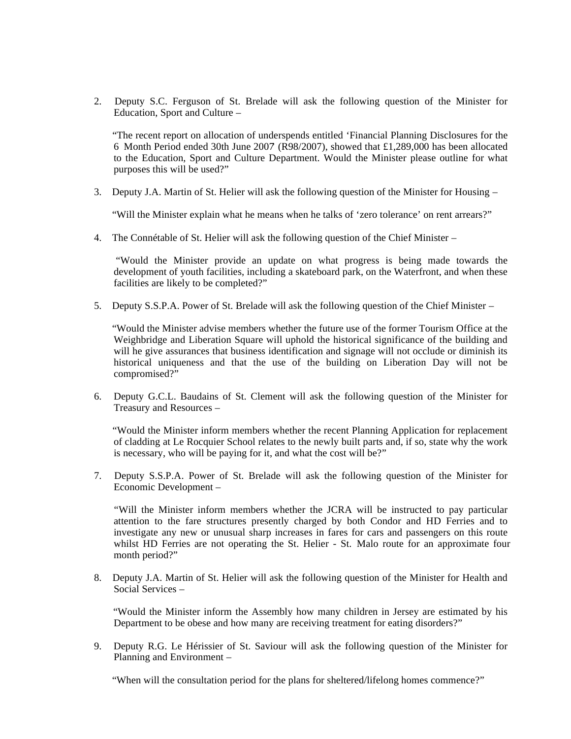2. Deputy S.C. Ferguson of St. Brelade will ask the following question of the Minister for Education, Sport and Culture –

   "The recent report on allocation of underspends entitled 'Financial Planning Disclosures for the 6 Month Period ended 30th June 2007 (R98/2007), showed that £1,289,000 has been allocated to the Education, Sport and Culture Department. Would the Minister please outline for what purposes this will be used?"

3. Deputy J.A. Martin of St. Helier will ask the following question of the Minister for Housing –

   "Will the Minister explain what he means when he talks of 'zero tolerance' on rent arrears?"

4. The Connétable of St. Helier will ask the following question of the Chief Minister –

   "Would the Minister provide an update on what progress is being made towards the development of youth facilities, including a skateboard park, on the Waterfront, and when these facilities are likely to be completed?"

5. Deputy S.S.P.A. Power of St. Brelade will ask the following question of the Chief Minister –

   "Would the Minister advise members whether the future use of the former Tourism Office at the Weighbridge and Liberation Square will uphold the historical significance of the building and will he give assurances that business identification and signage will not occlude or diminish its historical uniqueness and that the use of the building on Liberation Day will not be compromised?"

6. Deputy G.C.L. Baudains of St. Clement will ask the following question of the Minister for Treasury and Resources –

   "Would the Minister inform members whether the recent Planning Application for replacement of cladding at Le Rocquier School relates to the newly built parts and, if so, state why the work is necessary, who will be paying for it, and what the cost will be?"

7. Deputy S.S.P.A. Power of St. Brelade will ask the following question of the Minister for Economic Development –

   "Will the Minister inform members whether the JCRA will be instructed to pay particular attention to the fare structures presently charged by both Condor and HD Ferries and to investigate any new or unusual sharp increases in fares for cars and passengers on this route whilst HD Ferries are not operating the St. Helier - St. Malo route for an approximate four month period?"

8. Deputy J.A. Martin of St. Helier will ask the following question of the Minister for Health and Social Services –

   "Would the Minister inform the Assembly how many children in Jersey are estimated by his Department to be obese and how many are receiving treatment for eating disorders?"

9. Deputy R.G. Le Hérissier of St. Saviour will ask the following question of the Minister for Planning and Environment –

   "When will the consultation period for the plans for sheltered/lifelong homes commence?"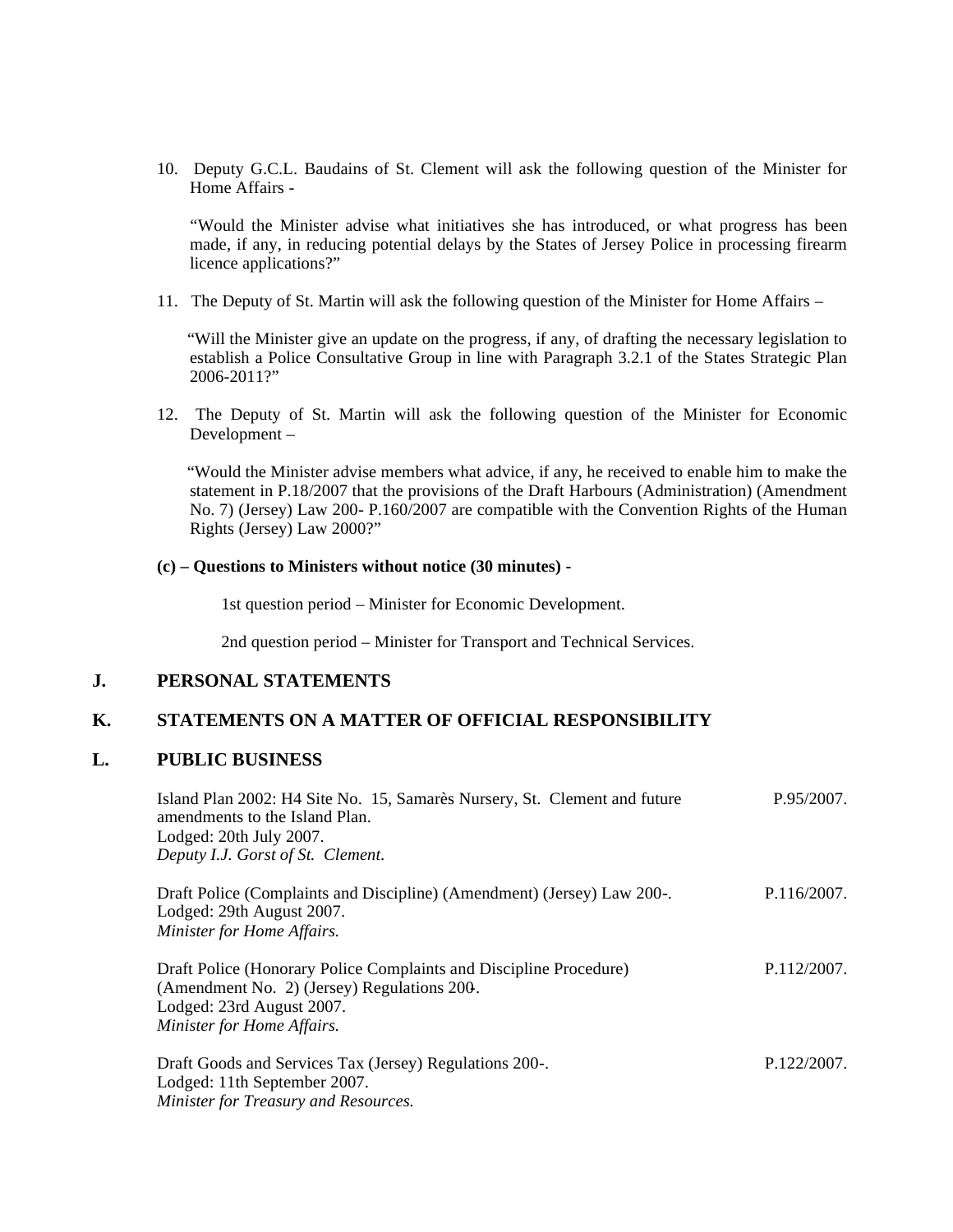10. Deputy G.C.L. Baudains of St. Clement will ask the following question of the Minister for Home Affairs -

    "Would the Minister advise what initiatives she has introduced, or what progress has been made, if any, in reducing potential delays by the States of Jersey Police in processing firearm licence applications?"

11. The Deputy of St. Martin will ask the following question of the Minister for Home Affairs –

    "Will the Minister give an update on the progress, if any, of drafting the necessary legislation to establish a Police Consultative Group in line with Paragraph 3.2.1 of the States Strategic Plan 2006-2011?"

12. The Deputy of St. Martin will ask the following question of the Minister for Economic Development –

    "Would the Minister advise members what advice, if any, he received to enable him to make the statement in P.18/2007 that the provisions of the Draft Harbours (Administration) (Amendment No. 7) (Jersey) Law 200- P.160/2007 are compatible with the Convention Rights of the Human Rights (Jersey) Law 2000?"

**(c) – Questions to Ministers without notice (30 minutes) -**

1st question period – Minister for Economic Development.

2nd question period – Minister for Transport and Technical Services.

## J. PERSONAL STATEMENTS

## K. STATEMENTS ON A MATTER OF OFFICIAL RESPONSIBILITY

## L. PUBLIC BUSINESS

Island Plan 2002: H4 Site No. 15, Samarès Nursery, St. Clement and future amendments to the Island Plan. — P.95/2007.
Lodged: 20th July 2007.
*Deputy I.J. Gorst of St. Clement.*

Draft Police (Complaints and Discipline) (Amendment) (Jersey) Law 200-. — P.116/2007.
Lodged: 29th August 2007.
*Minister for Home Affairs.*

Draft Police (Honorary Police Complaints and Discipline Procedure) (Amendment No. 2) (Jersey) Regulations 200-. — P.112/2007.
Lodged: 23rd August 2007.
*Minister for Home Affairs.*

Draft Goods and Services Tax (Jersey) Regulations 200-. — P.122/2007.
Lodged: 11th September 2007.
*Minister for Treasury and Resources.*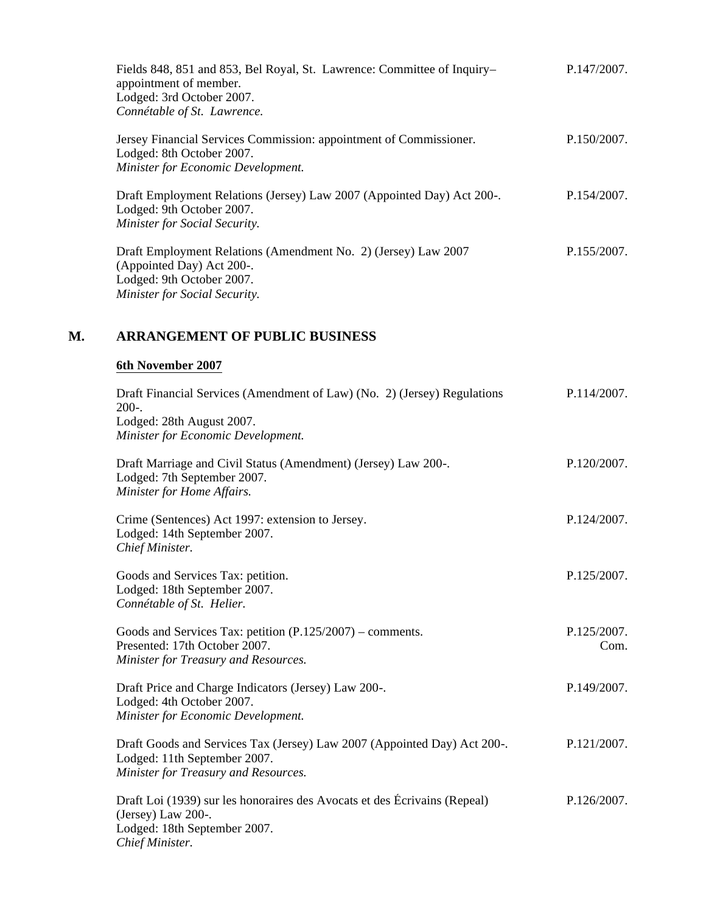Fields 848, 851 and 853, Bel Royal, St. Lawrence: Committee of Inquiry– appointment of member.
Lodged: 3rd October 2007.
*Connétable of St. Lawrence.* — P.147/2007.

Jersey Financial Services Commission: appointment of Commissioner.
Lodged: 8th October 2007.
*Minister for Economic Development.* — P.150/2007.

Draft Employment Relations (Jersey) Law 2007 (Appointed Day) Act 200-.
Lodged: 9th October 2007.
*Minister for Social Security.* — P.154/2007.

Draft Employment Relations (Amendment No. 2) (Jersey) Law 2007 (Appointed Day) Act 200-.
Lodged: 9th October 2007.
*Minister for Social Security.* — P.155/2007.

## M. ARRANGEMENT OF PUBLIC BUSINESS

**6th November 2007**

Draft Financial Services (Amendment of Law) (No. 2) (Jersey) Regulations 200-.
Lodged: 28th August 2007.
*Minister for Economic Development.* — P.114/2007.

Draft Marriage and Civil Status (Amendment) (Jersey) Law 200-.
Lodged: 7th September 2007.
*Minister for Home Affairs.* — P.120/2007.

Crime (Sentences) Act 1997: extension to Jersey.
Lodged: 14th September 2007.
*Chief Minister.* — P.124/2007.

Goods and Services Tax: petition.
Lodged: 18th September 2007.
*Connétable of St. Helier.* — P.125/2007.

Goods and Services Tax: petition (P.125/2007) – comments.
Presented: 17th October 2007.
*Minister for Treasury and Resources.* — P.125/2007. Com.

Draft Price and Charge Indicators (Jersey) Law 200-.
Lodged: 4th October 2007.
*Minister for Economic Development.* — P.149/2007.

Draft Goods and Services Tax (Jersey) Law 2007 (Appointed Day) Act 200-.
Lodged: 11th September 2007.
*Minister for Treasury and Resources.* — P.121/2007.

Draft Loi (1939) sur les honoraires des Avocats et des Écrivains (Repeal) (Jersey) Law 200-.
Lodged: 18th September 2007.
*Chief Minister.* — P.126/2007.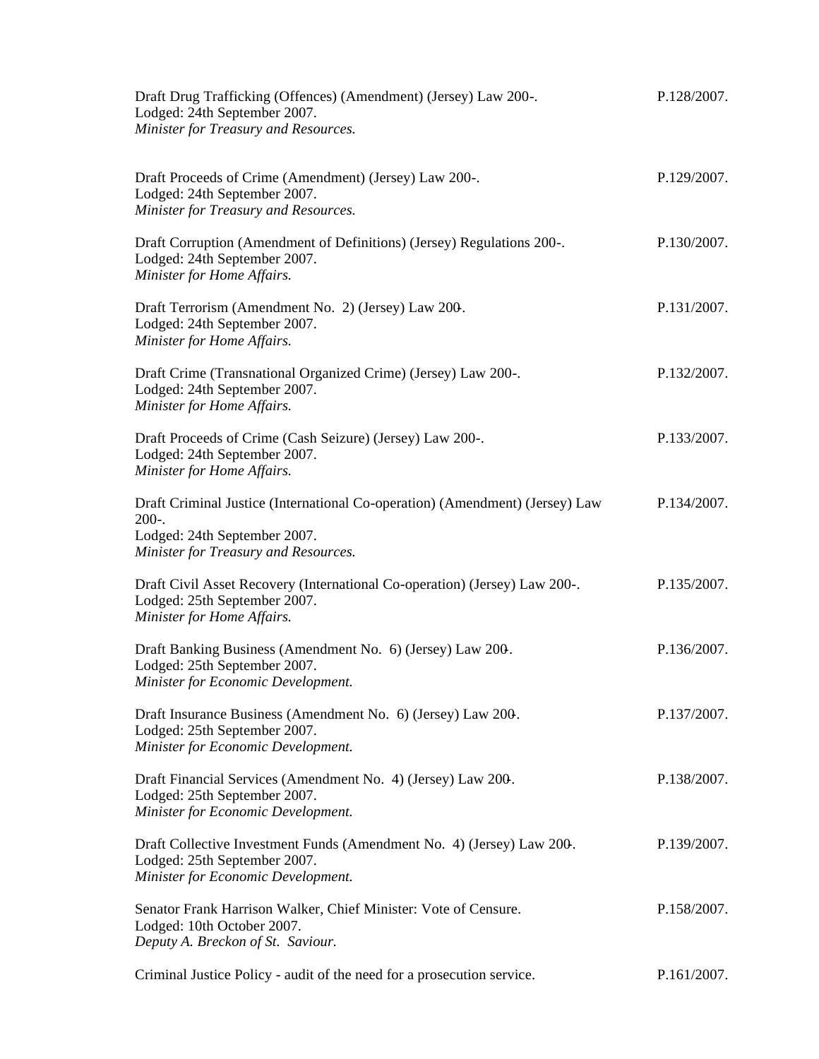Draft Drug Trafficking (Offences) (Amendment) (Jersey) Law 200-. P.128/2007.
Lodged: 24th September 2007.
*Minister for Treasury and Resources.*

Draft Proceeds of Crime (Amendment) (Jersey) Law 200-. P.129/2007.
Lodged: 24th September 2007.
*Minister for Treasury and Resources.*

Draft Corruption (Amendment of Definitions) (Jersey) Regulations 200-. P.130/2007.
Lodged: 24th September 2007.
*Minister for Home Affairs.*

Draft Terrorism (Amendment No. 2) (Jersey) Law 200-. P.131/2007.
Lodged: 24th September 2007.
*Minister for Home Affairs.*

Draft Crime (Transnational Organized Crime) (Jersey) Law 200-. P.132/2007.
Lodged: 24th September 2007.
*Minister for Home Affairs.*

Draft Proceeds of Crime (Cash Seizure) (Jersey) Law 200-. P.133/2007.
Lodged: 24th September 2007.
*Minister for Home Affairs.*

Draft Criminal Justice (International Co-operation) (Amendment) (Jersey) Law 200-. P.134/2007.
Lodged: 24th September 2007.
*Minister for Treasury and Resources.*

Draft Civil Asset Recovery (International Co-operation) (Jersey) Law 200-. P.135/2007.
Lodged: 25th September 2007.
*Minister for Home Affairs.*

Draft Banking Business (Amendment No. 6) (Jersey) Law 200-. P.136/2007.
Lodged: 25th September 2007.
*Minister for Economic Development.*

Draft Insurance Business (Amendment No. 6) (Jersey) Law 200-. P.137/2007.
Lodged: 25th September 2007.
*Minister for Economic Development.*

Draft Financial Services (Amendment No. 4) (Jersey) Law 200-. P.138/2007.
Lodged: 25th September 2007.
*Minister for Economic Development.*

Draft Collective Investment Funds (Amendment No. 4) (Jersey) Law 200-. P.139/2007.
Lodged: 25th September 2007.
*Minister for Economic Development.*

Senator Frank Harrison Walker, Chief Minister: Vote of Censure. P.158/2007.
Lodged: 10th October 2007.
*Deputy A. Breckon of St. Saviour.*

Criminal Justice Policy - audit of the need for a prosecution service. P.161/2007.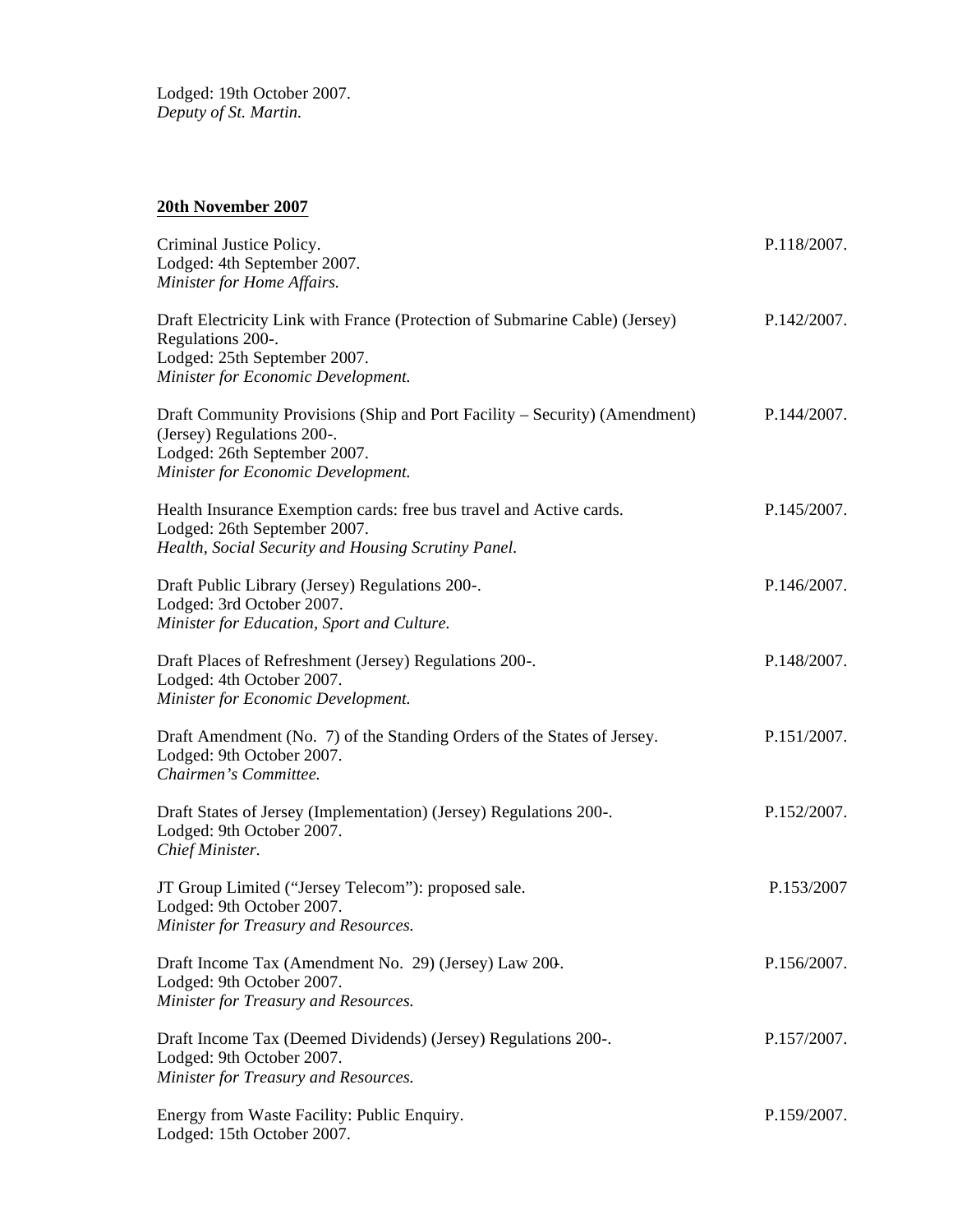Lodged: 19th October 2007.
*Deputy of St. Martin.*

**20th November 2007**

Criminal Justice Policy. P.118/2007.
Lodged: 4th September 2007.
*Minister for Home Affairs.*

Draft Electricity Link with France (Protection of Submarine Cable) (Jersey) Regulations 200-. P.142/2007.
Lodged: 25th September 2007.
*Minister for Economic Development.*

Draft Community Provisions (Ship and Port Facility – Security) (Amendment) (Jersey) Regulations 200-. P.144/2007.
Lodged: 26th September 2007.
*Minister for Economic Development.*

Health Insurance Exemption cards: free bus travel and Active cards. P.145/2007.
Lodged: 26th September 2007.
*Health, Social Security and Housing Scrutiny Panel.*

Draft Public Library (Jersey) Regulations 200-. P.146/2007.
Lodged: 3rd October 2007.
*Minister for Education, Sport and Culture.*

Draft Places of Refreshment (Jersey) Regulations 200-. P.148/2007.
Lodged: 4th October 2007.
*Minister for Economic Development.*

Draft Amendment (No. 7) of the Standing Orders of the States of Jersey. P.151/2007.
Lodged: 9th October 2007.
*Chairmen's Committee.*

Draft States of Jersey (Implementation) (Jersey) Regulations 200-. P.152/2007.
Lodged: 9th October 2007.
*Chief Minister.*

JT Group Limited ("Jersey Telecom"): proposed sale. P.153/2007
Lodged: 9th October 2007.
*Minister for Treasury and Resources.*

Draft Income Tax (Amendment No. 29) (Jersey) Law 200-. P.156/2007.
Lodged: 9th October 2007.
*Minister for Treasury and Resources.*

Draft Income Tax (Deemed Dividends) (Jersey) Regulations 200-. P.157/2007.
Lodged: 9th October 2007.
*Minister for Treasury and Resources.*

Energy from Waste Facility: Public Enquiry. P.159/2007.
Lodged: 15th October 2007.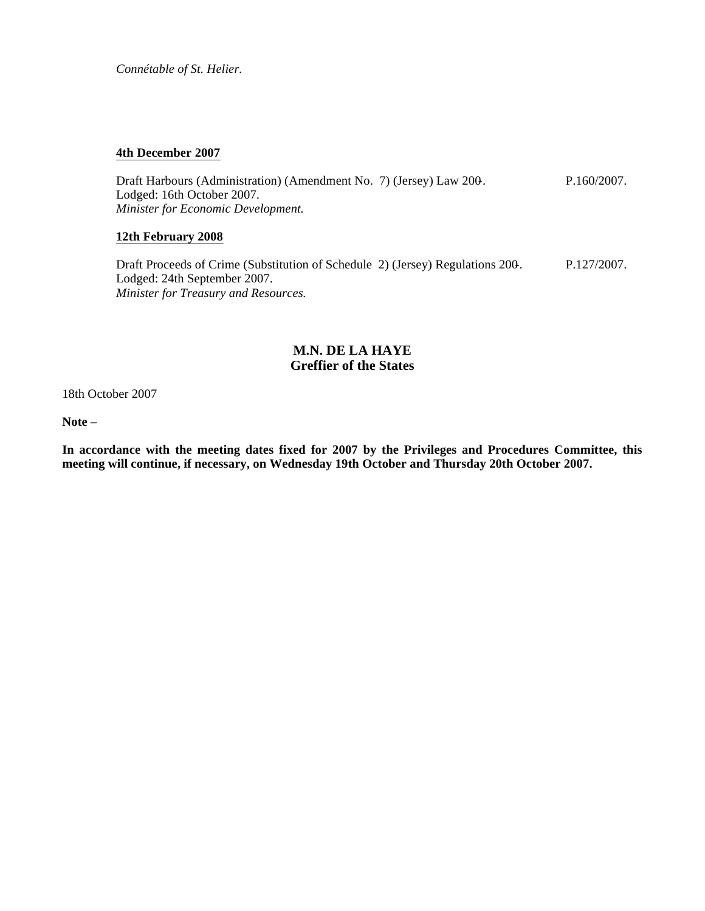*Connétable of St. Helier.*

**4th December 2007**

Draft Harbours (Administration) (Amendment No. 7) (Jersey) Law 200-. P.160/2007.
Lodged: 16th October 2007.
*Minister for Economic Development.*

**12th February 2008**

Draft Proceeds of Crime (Substitution of Schedule 2) (Jersey) Regulations 200-. P.127/2007.
Lodged: 24th September 2007.
*Minister for Treasury and Resources.*

**M.N. DE LA HAYE**
**Greffier of the States**

18th October 2007

**Note –**

**In accordance with the meeting dates fixed for 2007 by the Privileges and Procedures Committee, this meeting will continue, if necessary, on Wednesday 19th October and Thursday 20th October 2007.**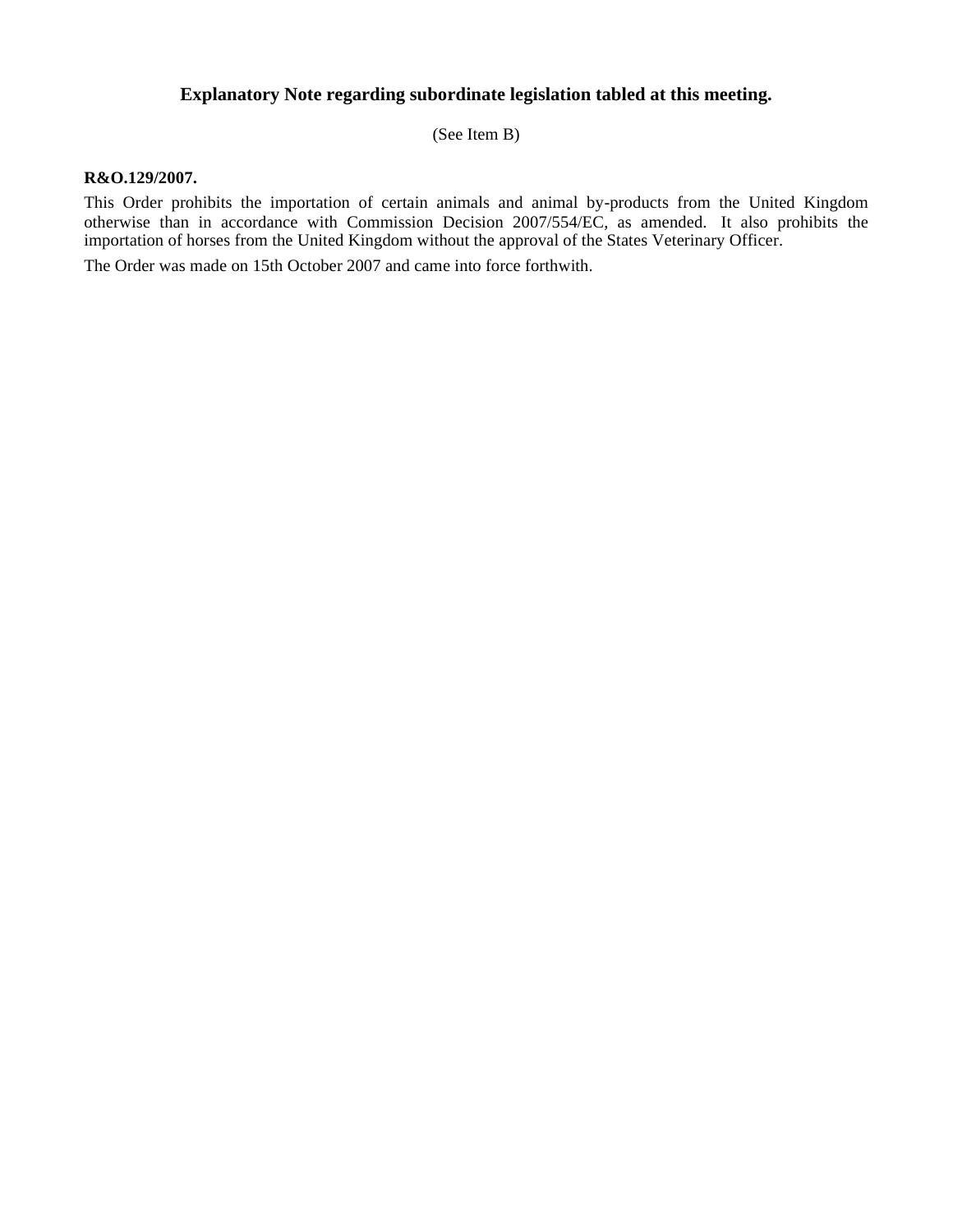## Explanatory Note regarding subordinate legislation tabled at this meeting.

(See Item B)

**R&O.129/2007.**

This Order prohibits the importation of certain animals and animal by-products from the United Kingdom otherwise than in accordance with Commission Decision 2007/554/EC, as amended. It also prohibits the importation of horses from the United Kingdom without the approval of the States Veterinary Officer.

The Order was made on 15th October 2007 and came into force forthwith.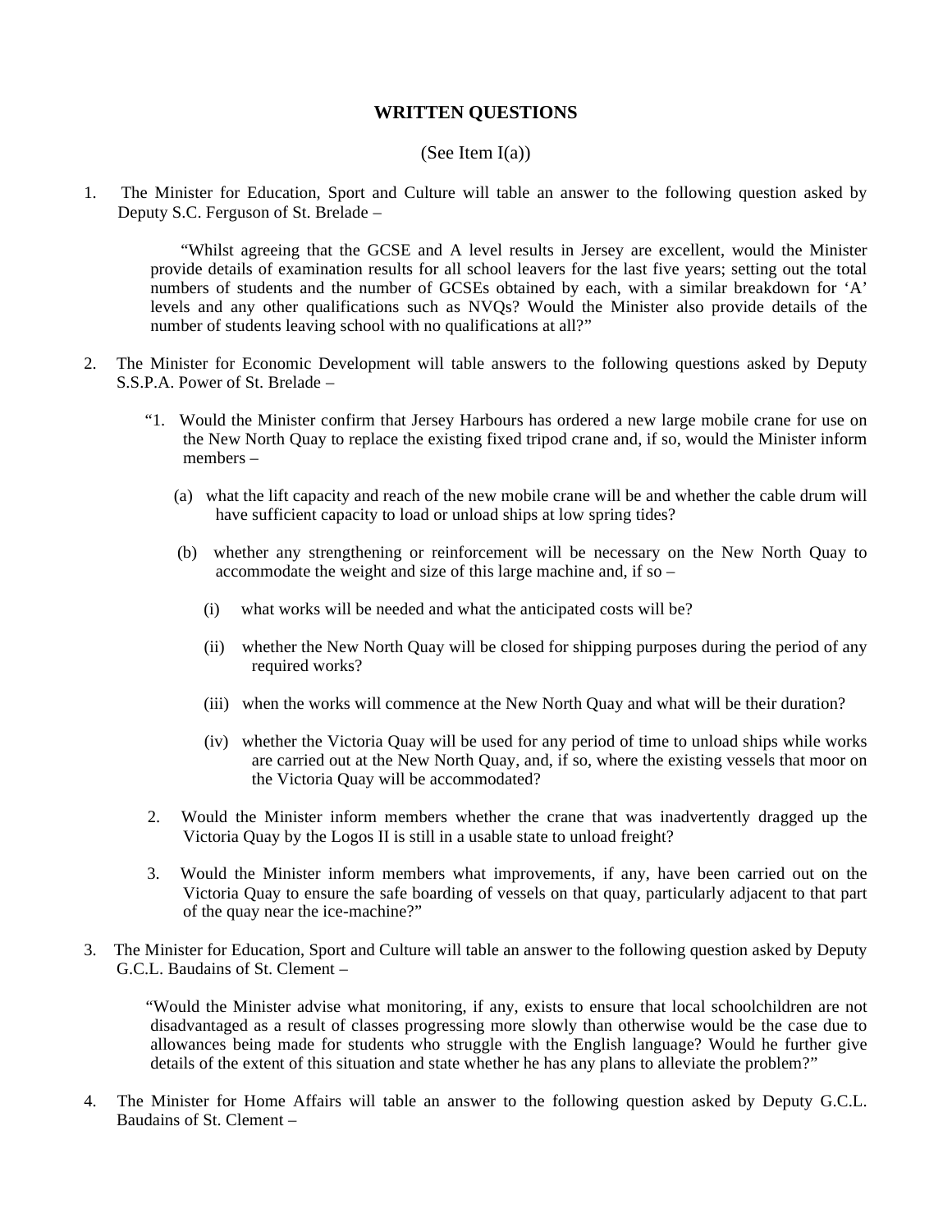# WRITTEN QUESTIONS

(See Item I(a))

1. The Minister for Education, Sport and Culture will table an answer to the following question asked by Deputy S.C. Ferguson of St. Brelade –

   "Whilst agreeing that the GCSE and A level results in Jersey are excellent, would the Minister provide details of examination results for all school leavers for the last five years; setting out the total numbers of students and the number of GCSEs obtained by each, with a similar breakdown for 'A' levels and any other qualifications such as NVQs? Would the Minister also provide details of the number of students leaving school with no qualifications at all?"

2. The Minister for Economic Development will table answers to the following questions asked by Deputy S.S.P.A. Power of St. Brelade –

   "1. Would the Minister confirm that Jersey Harbours has ordered a new large mobile crane for use on the New North Quay to replace the existing fixed tripod crane and, if so, would the Minister inform members –

   (a) what the lift capacity and reach of the new mobile crane will be and whether the cable drum will have sufficient capacity to load or unload ships at low spring tides?

   (b) whether any strengthening or reinforcement will be necessary on the New North Quay to accommodate the weight and size of this large machine and, if so –

   (i) what works will be needed and what the anticipated costs will be?

   (ii) whether the New North Quay will be closed for shipping purposes during the period of any required works?

   (iii) when the works will commence at the New North Quay and what will be their duration?

   (iv) whether the Victoria Quay will be used for any period of time to unload ships while works are carried out at the New North Quay, and, if so, where the existing vessels that moor on the Victoria Quay will be accommodated?

   2. Would the Minister inform members whether the crane that was inadvertently dragged up the Victoria Quay by the Logos II is still in a usable state to unload freight?

   3. Would the Minister inform members what improvements, if any, have been carried out on the Victoria Quay to ensure the safe boarding of vessels on that quay, particularly adjacent to that part of the quay near the ice-machine?"

3. The Minister for Education, Sport and Culture will table an answer to the following question asked by Deputy G.C.L. Baudains of St. Clement –

   "Would the Minister advise what monitoring, if any, exists to ensure that local schoolchildren are not disadvantaged as a result of classes progressing more slowly than otherwise would be the case due to allowances being made for students who struggle with the English language? Would he further give details of the extent of this situation and state whether he has any plans to alleviate the problem?"

4. The Minister for Home Affairs will table an answer to the following question asked by Deputy G.C.L. Baudains of St. Clement –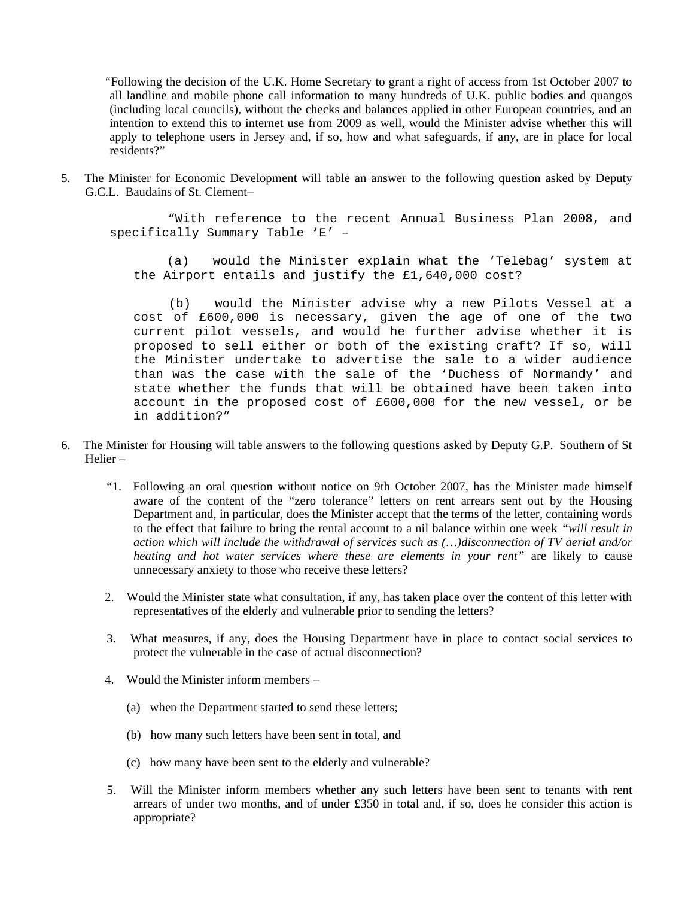"Following the decision of the U.K. Home Secretary to grant a right of access from 1st October 2007 to all landline and mobile phone call information to many hundreds of U.K. public bodies and quangos (including local councils), without the checks and balances applied in other European countries, and an intention to extend this to internet use from 2009 as well, would the Minister advise whether this will apply to telephone users in Jersey and, if so, how and what safeguards, if any, are in place for local residents?"

5. The Minister for Economic Development will table an answer to the following question asked by Deputy G.C.L. Baudains of St. Clement–

"With reference to the recent Annual Business Plan 2008, and specifically Summary Table 'E' –

(a) would the Minister explain what the 'Telebag' system at the Airport entails and justify the £1,640,000 cost?

(b) would the Minister advise why a new Pilots Vessel at a cost of £600,000 is necessary, given the age of one of the two current pilot vessels, and would he further advise whether it is proposed to sell either or both of the existing craft? If so, will the Minister undertake to advertise the sale to a wider audience than was the case with the sale of the 'Duchess of Normandy' and state whether the funds that will be obtained have been taken into account in the proposed cost of £600,000 for the new vessel, or be in addition?"

6. The Minister for Housing will table answers to the following questions asked by Deputy G.P. Southern of St Helier –

"1. Following an oral question without notice on 9th October 2007, has the Minister made himself aware of the content of the "zero tolerance" letters on rent arrears sent out by the Housing Department and, in particular, does the Minister accept that the terms of the letter, containing words to the effect that failure to bring the rental account to a nil balance within one week *"will result in action which will include the withdrawal of services such as (…)disconnection of TV aerial and/or heating and hot water services where these are elements in your rent"* are likely to cause unnecessary anxiety to those who receive these letters?

2. Would the Minister state what consultation, if any, has taken place over the content of this letter with representatives of the elderly and vulnerable prior to sending the letters?

3. What measures, if any, does the Housing Department have in place to contact social services to protect the vulnerable in the case of actual disconnection?

4. Would the Minister inform members –

   (a) when the Department started to send these letters;

   (b) how many such letters have been sent in total, and

   (c) how many have been sent to the elderly and vulnerable?

5. Will the Minister inform members whether any such letters have been sent to tenants with rent arrears of under two months, and of under £350 in total and, if so, does he consider this action is appropriate?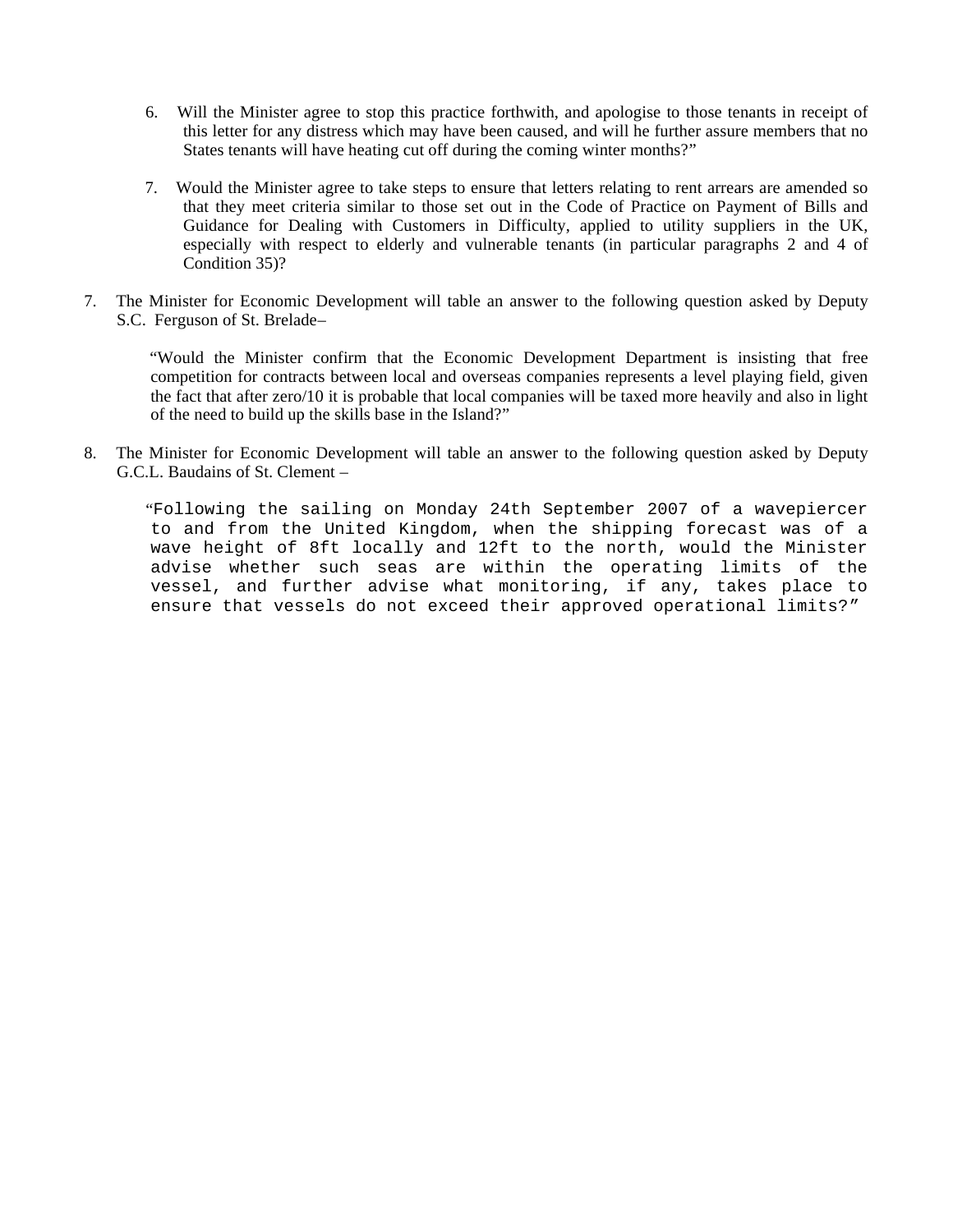6. Will the Minister agree to stop this practice forthwith, and apologise to those tenants in receipt of this letter for any distress which may have been caused, and will he further assure members that no States tenants will have heating cut off during the coming winter months?"

7. Would the Minister agree to take steps to ensure that letters relating to rent arrears are amended so that they meet criteria similar to those set out in the Code of Practice on Payment of Bills and Guidance for Dealing with Customers in Difficulty, applied to utility suppliers in the UK, especially with respect to elderly and vulnerable tenants (in particular paragraphs 2 and 4 of Condition 35)?

7. The Minister for Economic Development will table an answer to the following question asked by Deputy S.C. Ferguson of St. Brelade–

   "Would the Minister confirm that the Economic Development Department is insisting that free competition for contracts between local and overseas companies represents a level playing field, given the fact that after zero/10 it is probable that local companies will be taxed more heavily and also in light of the need to build up the skills base in the Island?"

8. The Minister for Economic Development will table an answer to the following question asked by Deputy G.C.L. Baudains of St. Clement –

   "Following the sailing on Monday 24th September 2007 of a wavepiercer to and from the United Kingdom, when the shipping forecast was of a wave height of 8ft locally and 12ft to the north, would the Minister advise whether such seas are within the operating limits of the vessel, and further advise what monitoring, if any, takes place to ensure that vessels do not exceed their approved operational limits?"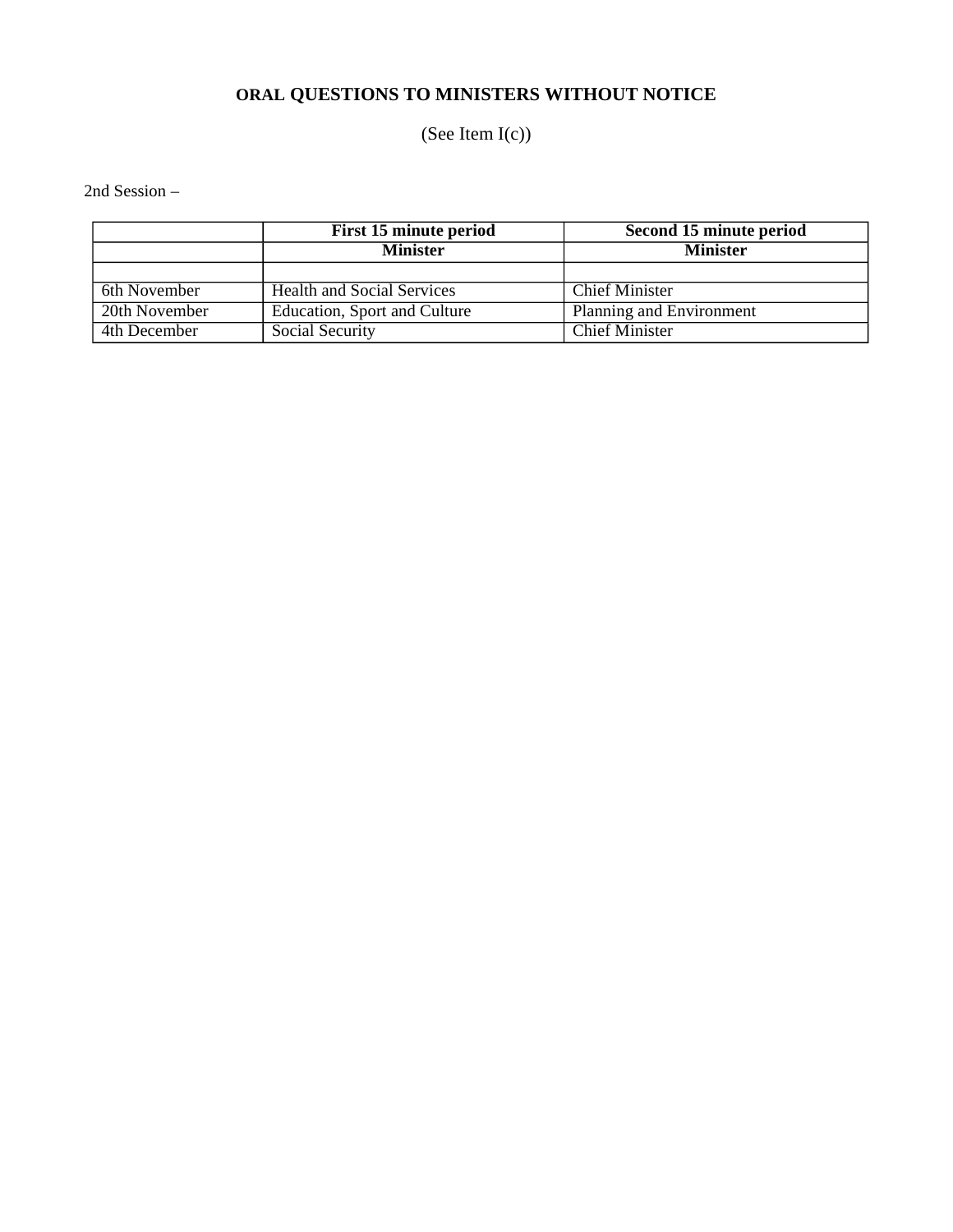## ORAL QUESTIONS TO MINISTERS WITHOUT NOTICE

(See Item I(c))

2nd Session –

| | **First 15 minute period** | **Second 15 minute period** |
|---|---|---|
| | **Minister** | **Minister** |
| | | |
| 6th November | Health and Social Services | Chief Minister |
| 20th November | Education, Sport and Culture | Planning and Environment |
| 4th December | Social Security | Chief Minister |